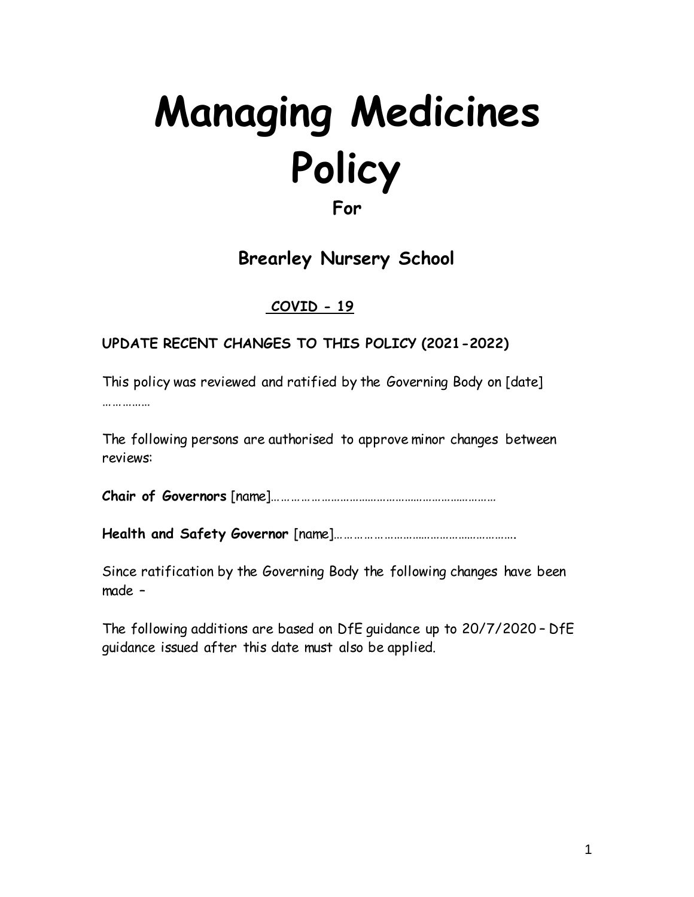# Managing Medicines Policy

## For

## Brearley Nursery School

**<u>COVID - 19</u>**

**UPDATE RECENT CHANGES TO THIS POLICY (2021-2022)**

This policy was reviewed and ratified by the Governing Body on [date] ……………

The following persons are authorised to approve minor changes between reviews:

**Chair of Governors** [name]……………………………………………………………

**Health and Safety Governor** [name]…………………………………………………….

Since ratification by the Governing Body the following changes have been made –

The following additions are based on DfE guidance up to 20/7/2020 – DfE guidance issued after this date must also be applied.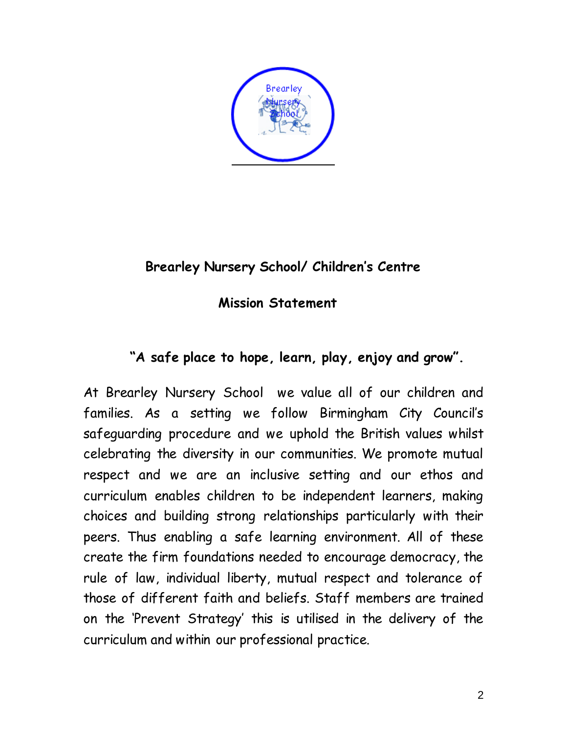## Brearley Nursery School/ Children's Centre

## Mission Statement

**"A safe place to hope, learn, play, enjoy and grow".**

At Brearley Nursery School we value all of our children and families. As a setting we follow Birmingham City Council's safeguarding procedure and we uphold the British values whilst celebrating the diversity in our communities. We promote mutual respect and we are an inclusive setting and our ethos and curriculum enables children to be independent learners, making choices and building strong relationships particularly with their peers. Thus enabling a safe learning environment. All of these create the firm foundations needed to encourage democracy, the rule of law, individual liberty, mutual respect and tolerance of those of different faith and beliefs. Staff members are trained on the 'Prevent Strategy' this is utilised in the delivery of the curriculum and within our professional practice.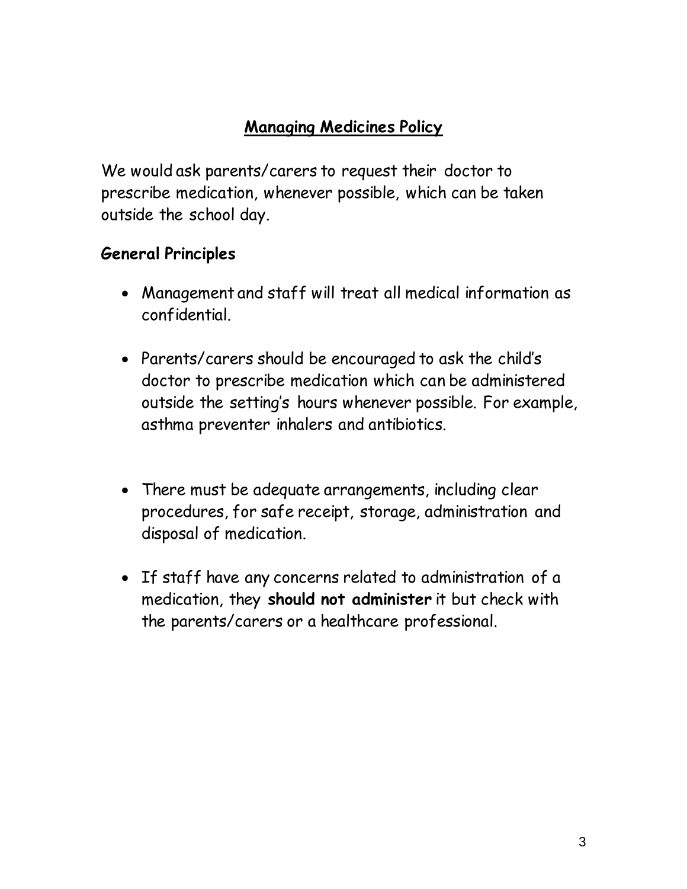# Managing Medicines Policy

We would ask parents/carers to request their doctor to prescribe medication, whenever possible, which can be taken outside the school day.

## General Principles

- Management and staff will treat all medical information as confidential.
- Parents/carers should be encouraged to ask the child's doctor to prescribe medication which can be administered outside the setting's hours whenever possible. For example, asthma preventer inhalers and antibiotics.
- There must be adequate arrangements, including clear procedures, for safe receipt, storage, administration and disposal of medication.
- If staff have any concerns related to administration of a medication, they **should not administer** it but check with the parents/carers or a healthcare professional.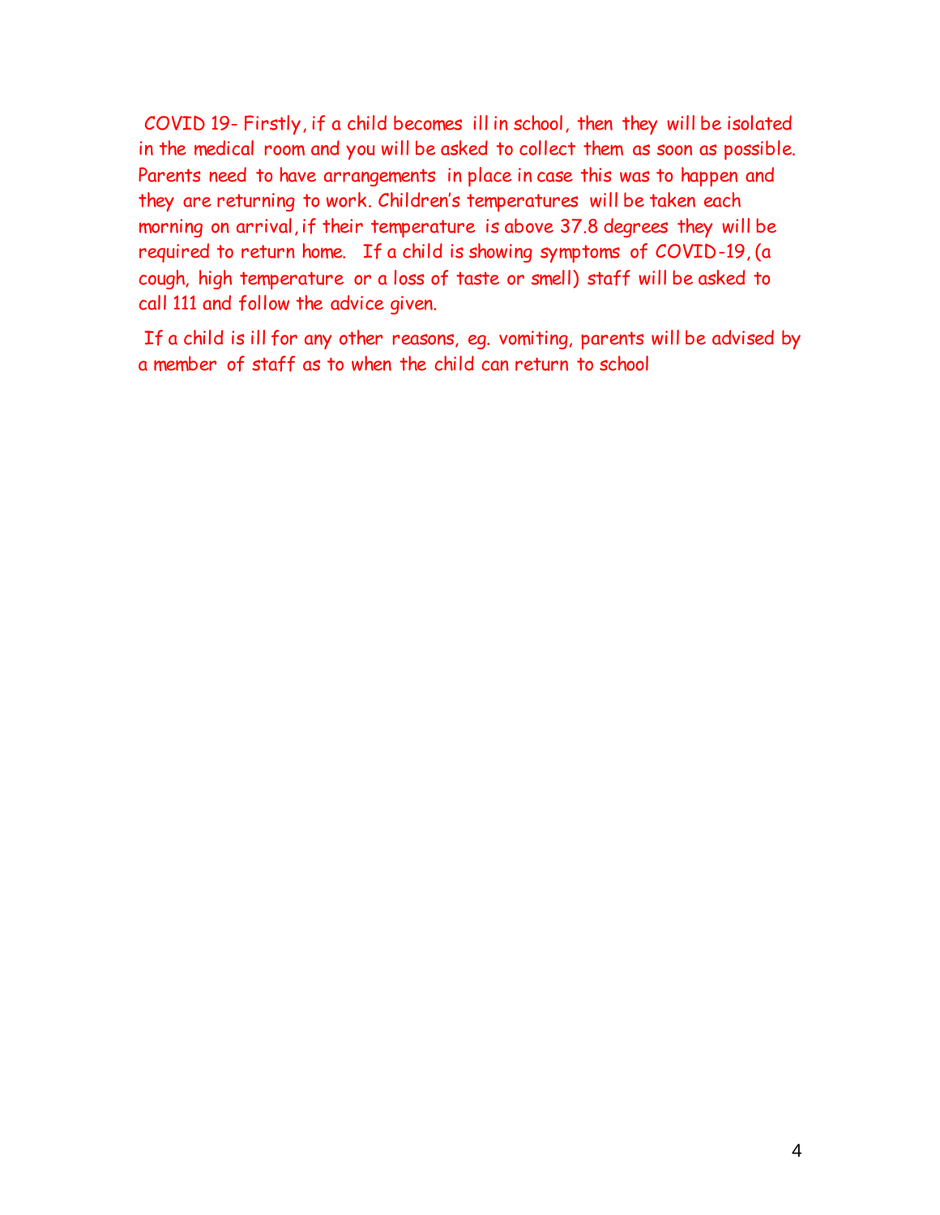COVID 19- Firstly, if a child becomes ill in school, then they will be isolated in the medical room and you will be asked to collect them as soon as possible. Parents need to have arrangements in place in case this was to happen and they are returning to work. Children's temperatures will be taken each morning on arrival, if their temperature is above 37.8 degrees they will be required to return home. If a child is showing symptoms of COVID-19, (a cough, high temperature or a loss of taste or smell) staff will be asked to call 111 and follow the advice given.

If a child is ill for any other reasons, eg. vomiting, parents will be advised by a member of staff as to when the child can return to school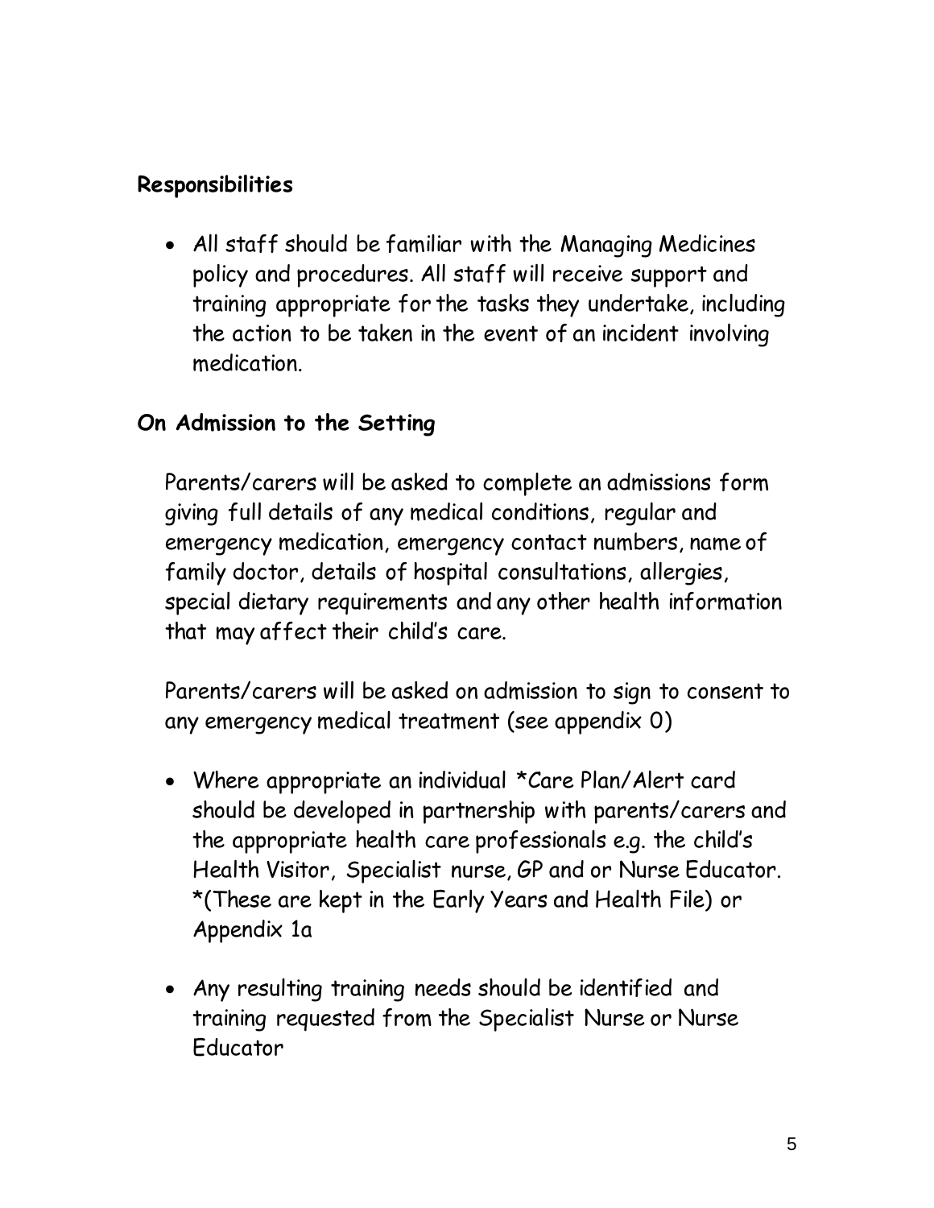**Responsibilities**

- All staff should be familiar with the Managing Medicines policy and procedures. All staff will receive support and training appropriate for the tasks they undertake, including the action to be taken in the event of an incident involving medication.

**On Admission to the Setting**

Parents/carers will be asked to complete an admissions form giving full details of any medical conditions, regular and emergency medication, emergency contact numbers, name of family doctor, details of hospital consultations, allergies, special dietary requirements and any other health information that may affect their child's care.

Parents/carers will be asked on admission to sign to consent to any emergency medical treatment (see appendix 0)

- Where appropriate an individual *Care Plan/Alert card should be developed in partnership with parents/carers and the appropriate health care professionals e.g. the child's Health Visitor, Specialist nurse, GP and or Nurse Educator. *(These are kept in the Early Years and Health File) or Appendix 1a

- Any resulting training needs should be identified and training requested from the Specialist Nurse or Nurse Educator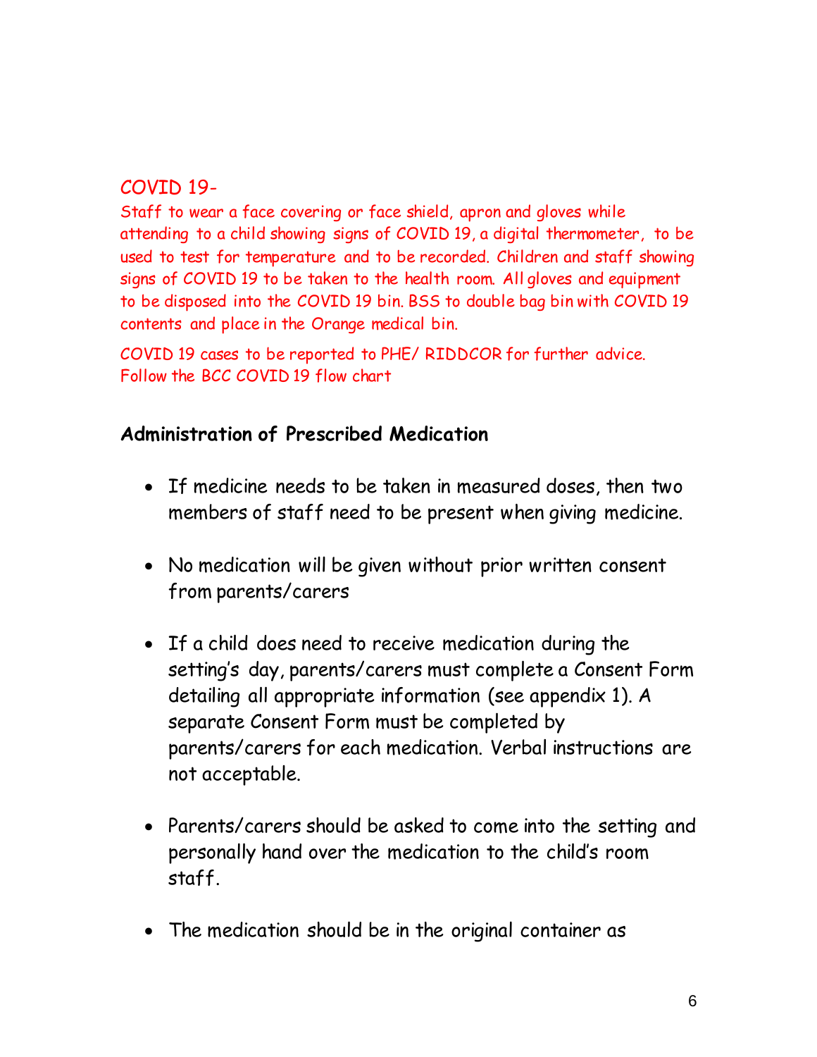## COVID 19-

Staff to wear a face covering or face shield, apron and gloves while attending to a child showing signs of COVID 19, a digital thermometer, to be used to test for temperature and to be recorded. Children and staff showing signs of COVID 19 to be taken to the health room. All gloves and equipment to be disposed into the COVID 19 bin. BSS to double bag bin with COVID 19 contents and place in the Orange medical bin.

COVID 19 cases to be reported to PHE/ RIDDCOR for further advice. Follow the BCC COVID 19 flow chart

### Administration of Prescribed Medication

- If medicine needs to be taken in measured doses, then two members of staff need to be present when giving medicine.
- No medication will be given without prior written consent from parents/carers
- If a child does need to receive medication during the setting's day, parents/carers must complete a Consent Form detailing all appropriate information (see appendix 1). A separate Consent Form must be completed by parents/carers for each medication. Verbal instructions are not acceptable.
- Parents/carers should be asked to come into the setting and personally hand over the medication to the child's room staff.
- The medication should be in the original container as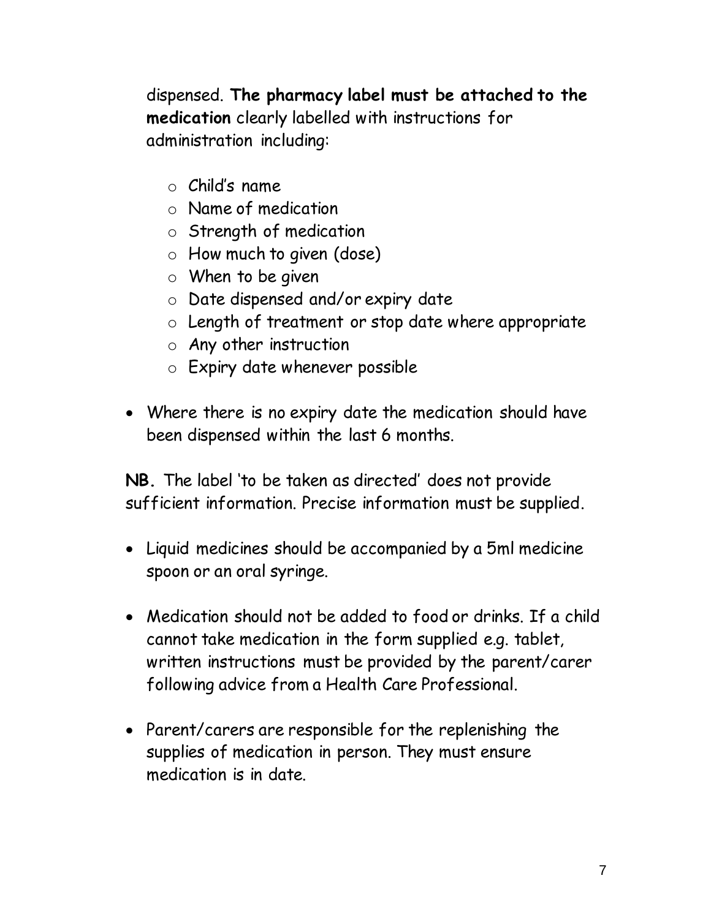dispensed. **The pharmacy label must be attached to the medication** clearly labelled with instructions for administration including:

  - Child's name
  - Name of medication
  - Strength of medication
  - How much to given (dose)
  - When to be given
  - Date dispensed and/or expiry date
  - Length of treatment or stop date where appropriate
  - Any other instruction
  - Expiry date whenever possible

- Where there is no expiry date the medication should have been dispensed within the last 6 months.

**NB.** The label 'to be taken as directed' does not provide sufficient information. Precise information must be supplied.

- Liquid medicines should be accompanied by a 5ml medicine spoon or an oral syringe.

- Medication should not be added to food or drinks. If a child cannot take medication in the form supplied e.g. tablet, written instructions must be provided by the parent/carer following advice from a Health Care Professional.

- Parent/carers are responsible for the replenishing the supplies of medication in person. They must ensure medication is in date.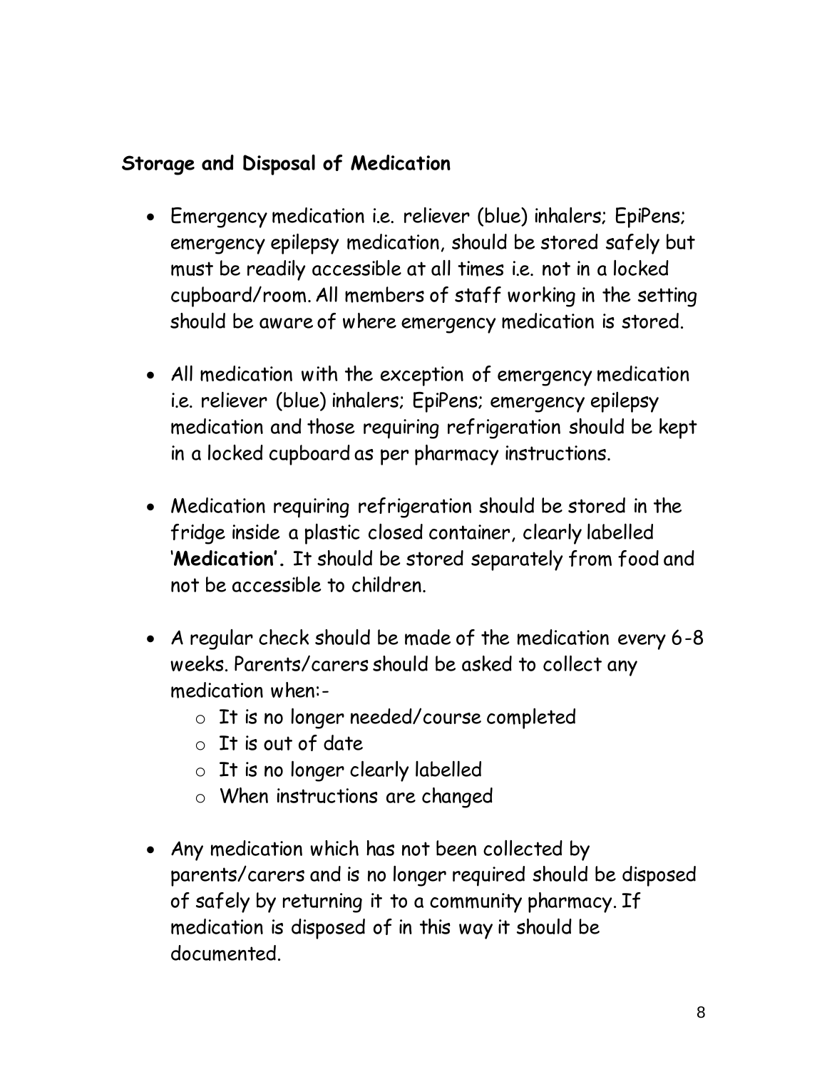## Storage and Disposal of Medication

- Emergency medication i.e. reliever (blue) inhalers; EpiPens; emergency epilepsy medication, should be stored safely but must be readily accessible at all times i.e. not in a locked cupboard/room. All members of staff working in the setting should be aware of where emergency medication is stored.

- All medication with the exception of emergency medication i.e. reliever (blue) inhalers; EpiPens; emergency epilepsy medication and those requiring refrigeration should be kept in a locked cupboard as per pharmacy instructions.

- Medication requiring refrigeration should be stored in the fridge inside a plastic closed container, clearly labelled '**Medication'.** It should be stored separately from food and not be accessible to children.

- A regular check should be made of the medication every 6-8 weeks. Parents/carers should be asked to collect any medication when:-
  - It is no longer needed/course completed
  - It is out of date
  - It is no longer clearly labelled
  - When instructions are changed

- Any medication which has not been collected by parents/carers and is no longer required should be disposed of safely by returning it to a community pharmacy. If medication is disposed of in this way it should be documented.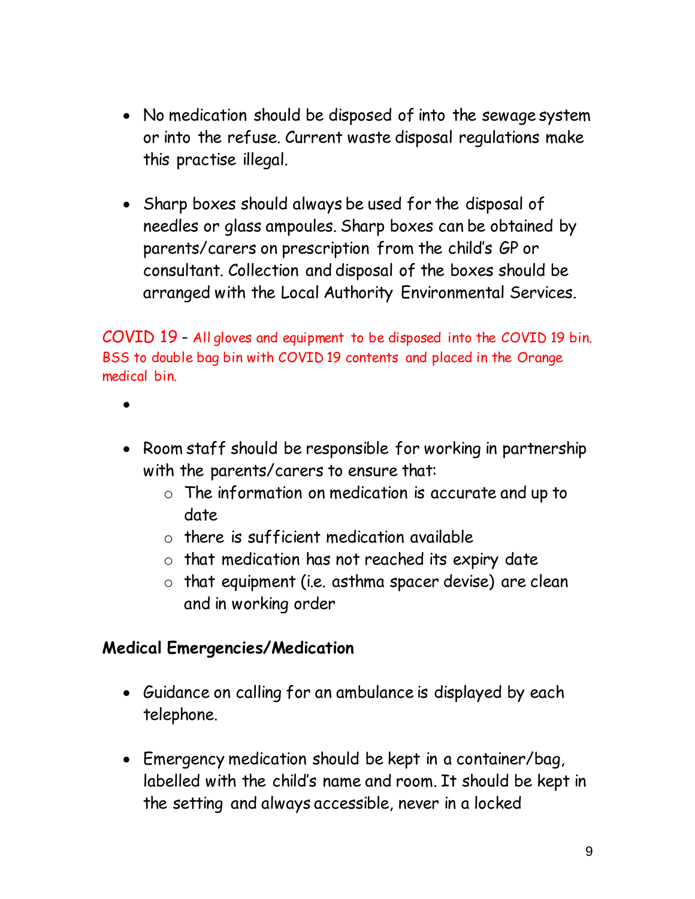- No medication should be disposed of into the sewage system or into the refuse. Current waste disposal regulations make this practise illegal.

- Sharp boxes should always be used for the disposal of needles or glass ampoules. Sharp boxes can be obtained by parents/carers on prescription from the child's GP or consultant. Collection and disposal of the boxes should be arranged with the Local Authority Environmental Services.

COVID 19 - All gloves and equipment to be disposed into the COVID 19 bin. BSS to double bag bin with COVID 19 contents and placed in the Orange medical bin.

- 

- Room staff should be responsible for working in partnership with the parents/carers to ensure that:
  - The information on medication is accurate and up to date
  - there is sufficient medication available
  - that medication has not reached its expiry date
  - that equipment (i.e. asthma spacer devise) are clean and in working order

**Medical Emergencies/Medication**

- Guidance on calling for an ambulance is displayed by each telephone.

- Emergency medication should be kept in a container/bag, labelled with the child's name and room. It should be kept in the setting and always accessible, never in a locked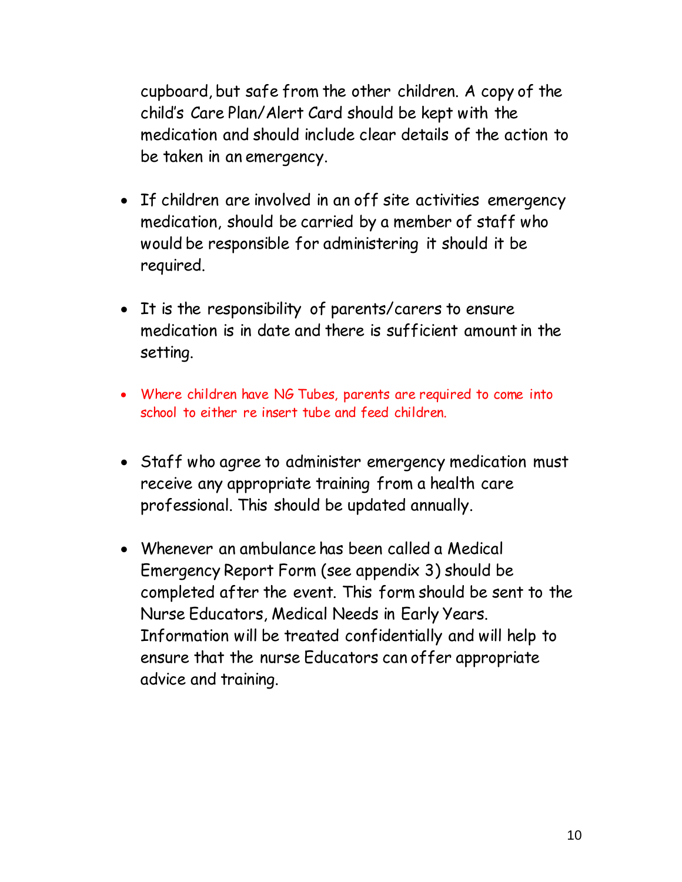cupboard, but safe from the other children. A copy of the child's Care Plan/Alert Card should be kept with the medication and should include clear details of the action to be taken in an emergency.

- If children are involved in an off site activities emergency medication, should be carried by a member of staff who would be responsible for administering it should it be required.

- It is the responsibility of parents/carers to ensure medication is in date and there is sufficient amount in the setting.

- Where children have NG Tubes, parents are required to come into school to either re insert tube and feed children.

- Staff who agree to administer emergency medication must receive any appropriate training from a health care professional. This should be updated annually.

- Whenever an ambulance has been called a Medical Emergency Report Form (see appendix 3) should be completed after the event. This form should be sent to the Nurse Educators, Medical Needs in Early Years. Information will be treated confidentially and will help to ensure that the nurse Educators can offer appropriate advice and training.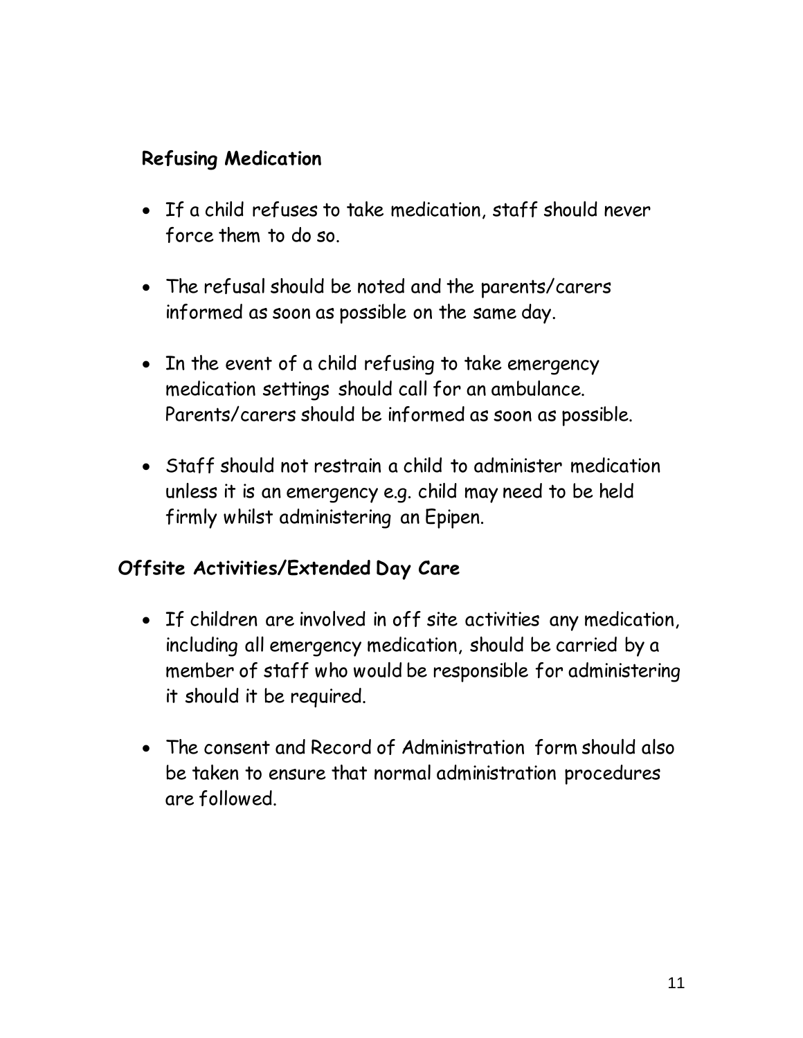## Refusing Medication

- If a child refuses to take medication, staff should never force them to do so.
- The refusal should be noted and the parents/carers informed as soon as possible on the same day.
- In the event of a child refusing to take emergency medication settings should call for an ambulance. Parents/carers should be informed as soon as possible.
- Staff should not restrain a child to administer medication unless it is an emergency e.g. child may need to be held firmly whilst administering an Epipen.

## Offsite Activities/Extended Day Care

- If children are involved in off site activities any medication, including all emergency medication, should be carried by a member of staff who would be responsible for administering it should it be required.
- The consent and Record of Administration form should also be taken to ensure that normal administration procedures are followed.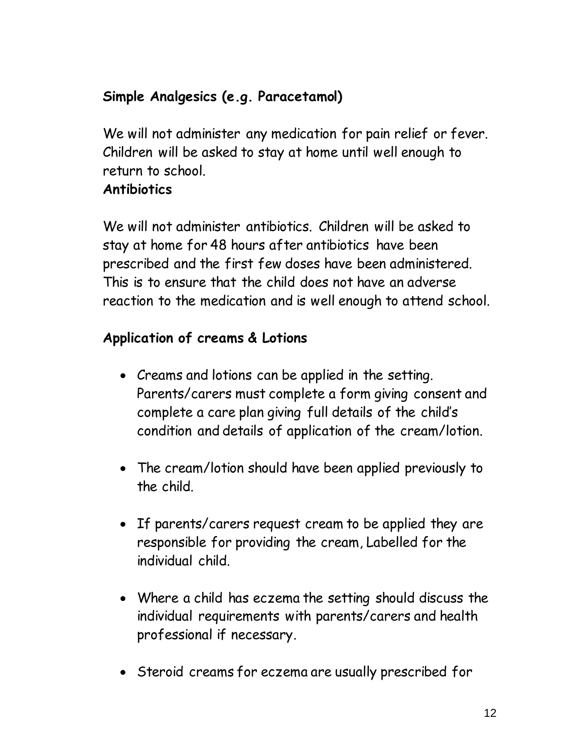**Simple Analgesics (e.g. Paracetamol)**

We will not administer any medication for pain relief or fever. Children will be asked to stay at home until well enough to return to school.

**Antibiotics**

We will not administer antibiotics. Children will be asked to stay at home for 48 hours after antibiotics have been prescribed and the first few doses have been administered. This is to ensure that the child does not have an adverse reaction to the medication and is well enough to attend school.

**Application of creams & Lotions**

- Creams and lotions can be applied in the setting. Parents/carers must complete a form giving consent and complete a care plan giving full details of the child's condition and details of application of the cream/lotion.

- The cream/lotion should have been applied previously to the child.

- If parents/carers request cream to be applied they are responsible for providing the cream, Labelled for the individual child.

- Where a child has eczema the setting should discuss the individual requirements with parents/carers and health professional if necessary.

- Steroid creams for eczema are usually prescribed for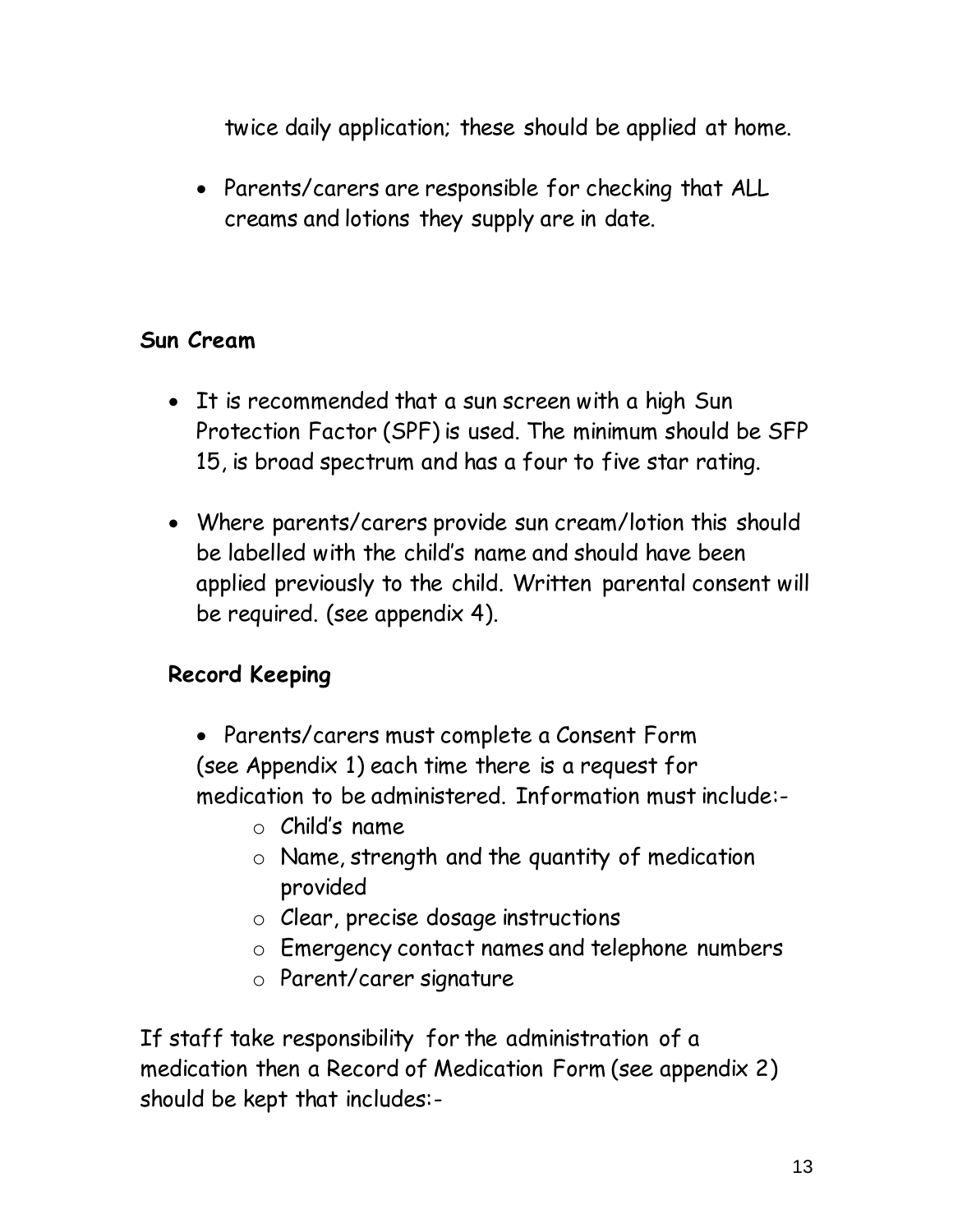twice daily application; these should be applied at home.

- Parents/carers are responsible for checking that ALL creams and lotions they supply are in date.

**Sun Cream**

- It is recommended that a sun screen with a high Sun Protection Factor (SPF) is used. The minimum should be SFP 15, is broad spectrum and has a four to five star rating.
- Where parents/carers provide sun cream/lotion this should be labelled with the child's name and should have been applied previously to the child. Written parental consent will be required. (see appendix 4).

**Record Keeping**

- Parents/carers must complete a Consent Form (see Appendix 1) each time there is a request for medication to be administered. Information must include:-
  - Child's name
  - Name, strength and the quantity of medication provided
  - Clear, precise dosage instructions
  - Emergency contact names and telephone numbers
  - Parent/carer signature

If staff take responsibility for the administration of a medication then a Record of Medication Form (see appendix 2) should be kept that includes:-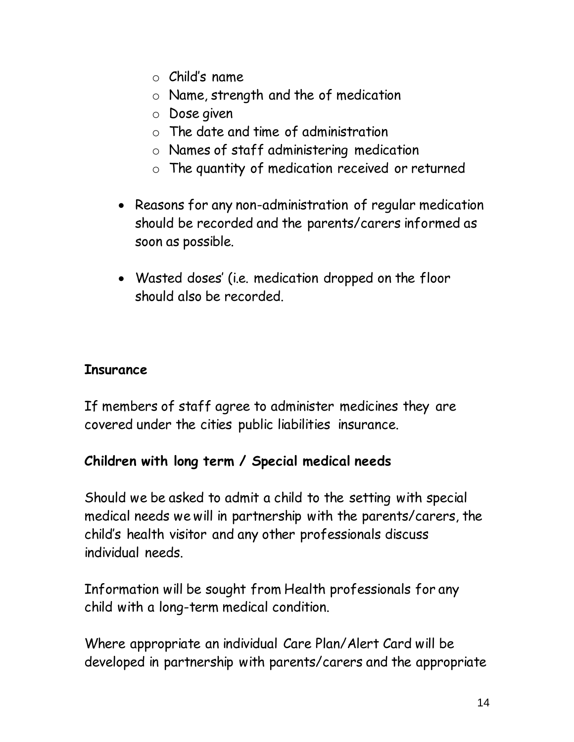- Child's name
- Name, strength and the of medication
- Dose given
- The date and time of administration
- Names of staff administering medication
- The quantity of medication received or returned

- Reasons for any non-administration of regular medication should be recorded and the parents/carers informed as soon as possible.

- Wasted doses' (i.e. medication dropped on the floor should also be recorded.

**Insurance**

If members of staff agree to administer medicines they are covered under the cities public liabilities insurance.

**Children with long term / Special medical needs**

Should we be asked to admit a child to the setting with special medical needs we will in partnership with the parents/carers, the child's health visitor and any other professionals discuss individual needs.

Information will be sought from Health professionals for any child with a long-term medical condition.

Where appropriate an individual Care Plan/Alert Card will be developed in partnership with parents/carers and the appropriate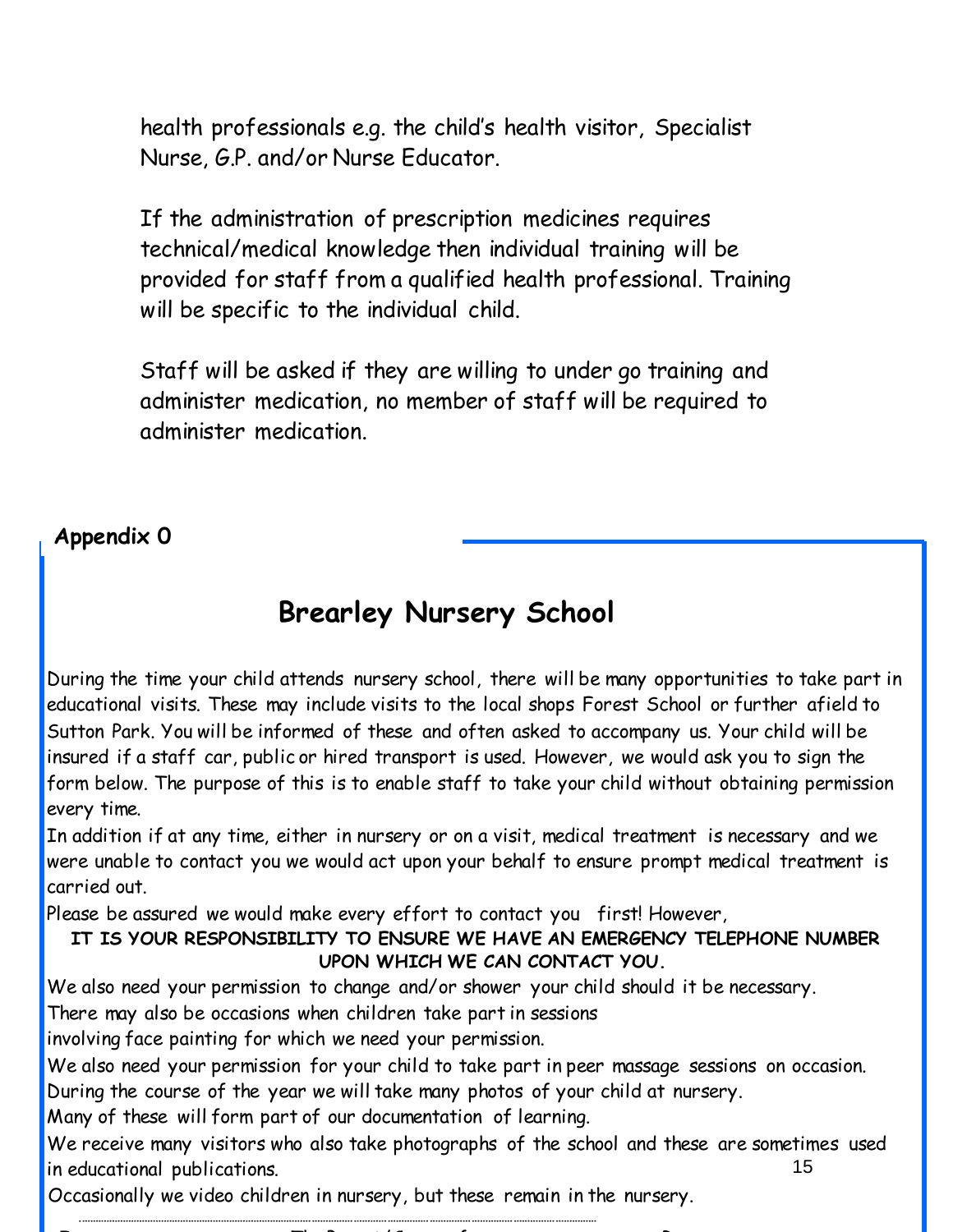health professionals e.g. the child's health visitor, Specialist Nurse, G.P. and/or Nurse Educator.

If the administration of prescription medicines requires technical/medical knowledge then individual training will be provided for staff from a qualified health professional. Training will be specific to the individual child.

Staff will be asked if they are willing to under go training and administer medication, no member of staff will be required to administer medication.

**Appendix O**

## Brearley Nursery School

During the time your child attends nursery school, there will be many opportunities to take part in educational visits. These may include visits to the local shops Forest School or further afield to Sutton Park. You will be informed of these and often asked to accompany us. Your child will be insured if a staff car, public or hired transport is used. However, we would ask you to sign the form below. The purpose of this is to enable staff to take your child without obtaining permission every time.

In addition if at any time, either in nursery or on a visit, medical treatment is necessary and we were unable to contact you we would act upon your behalf to ensure prompt medical treatment is carried out.

Please be assured we would make every effort to contact you first! However,

**IT IS YOUR RESPONSIBILITY TO ENSURE WE HAVE AN EMERGENCY TELEPHONE NUMBER UPON WHICH WE CAN CONTACT YOU.**

We also need your permission to change and/or shower your child should it be necessary.

There may also be occasions when children take part in sessions involving face painting for which we need your permission.

We also need your permission for your child to take part in peer massage sessions on occasion.

During the course of the year we will take many photos of your child at nursery.

Many of these will form part of our documentation of learning.

We receive many visitors who also take photographs of the school and these are sometimes used in educational publications.

Occasionally we video children in nursery, but these remain in the nursery.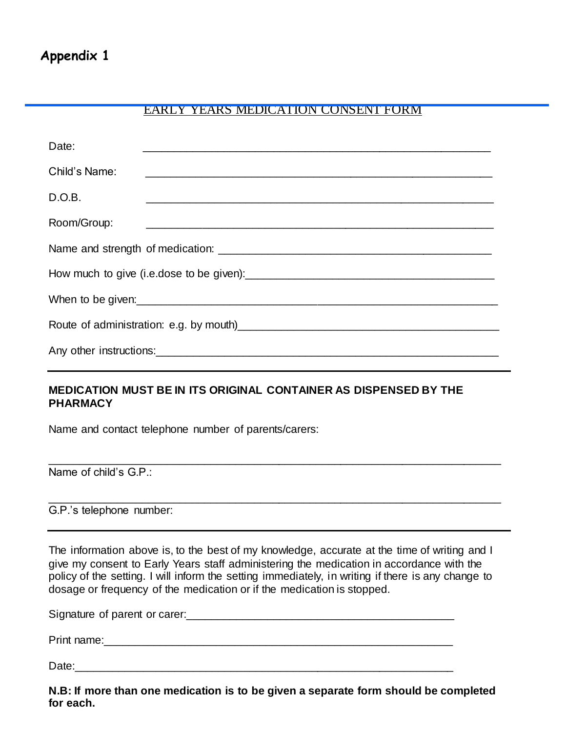## Appendix 1

EARLY YEARS MEDICATION CONSENT FORM

Date: ____________________________________________________

Child's Name: ____________________________________________________

D.O.B. ____________________________________________________

Room/Group: ____________________________________________________

Name and strength of medication: ________________________________________

How much to give (i.e.dose to be given):____________________________________

When to be given:____________________________________________________

Route of administration: e.g. by mouth)_____________________________________

Any other instructions:_______________________________________________

---

**MEDICATION MUST BE IN ITS ORIGINAL CONTAINER AS DISPENSED BY THE PHARMACY**

Name and contact telephone number of parents/carers:

____________________________________________________________________

Name of child's G.P.:

____________________________________________________________________

G.P.'s telephone number:

---

The information above is, to the best of my knowledge, accurate at the time of writing and I give my consent to Early Years staff administering the medication in accordance with the policy of the setting. I will inform the setting immediately, in writing if there is any change to dosage or frequency of the medication or if the medication is stopped.

Signature of parent or carer:________________________________________

Print name:____________________________________________________

Date:________________________________________________________

**N.B: If more than one medication is to be given a separate form should be completed for each.**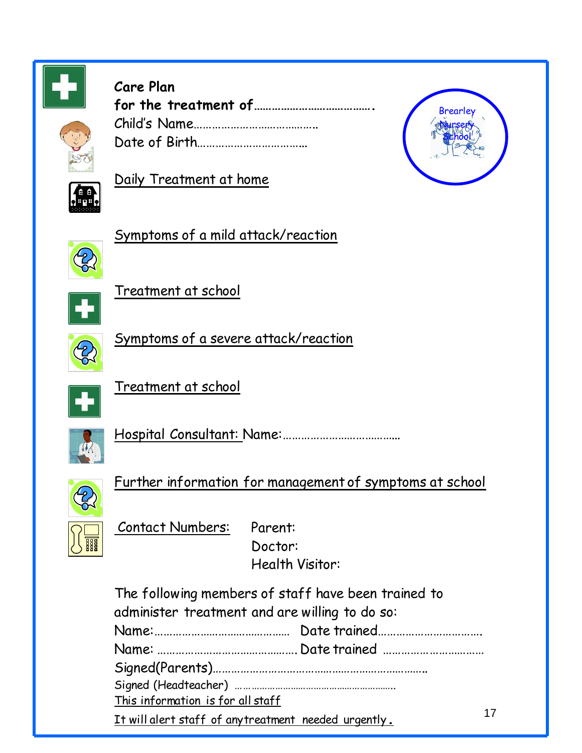**Care Plan**

**for the treatment of………………………………….**

Child's Name………………………………….

Date of Birth……………………………..

Brearley Nursery School

<u>Daily Treatment at home</u>

<u>Symptoms of a mild attack/reaction</u>

<u>Treatment at school</u>

<u>Symptoms of a severe attack/reaction</u>

<u>Treatment at school</u>

<u>Hospital Consultant:</u> Name:……………………………….

<u>Further information for management of symptoms at school</u>

<u>Contact Numbers:</u> Parent:

Doctor:

Health Visitor:

The following members of staff have been trained to administer treatment and are willing to do so:

Name:…………………………………… Date trained……………………………

Name: ……………………………………. Date trained ……………………………

Signed(Parents)……………………………………………………………

Signed (Headteacher) ………………………………………………….

<u>This information is for all staff</u>

<u>It will alert staff of any treatment needed urgently.</u>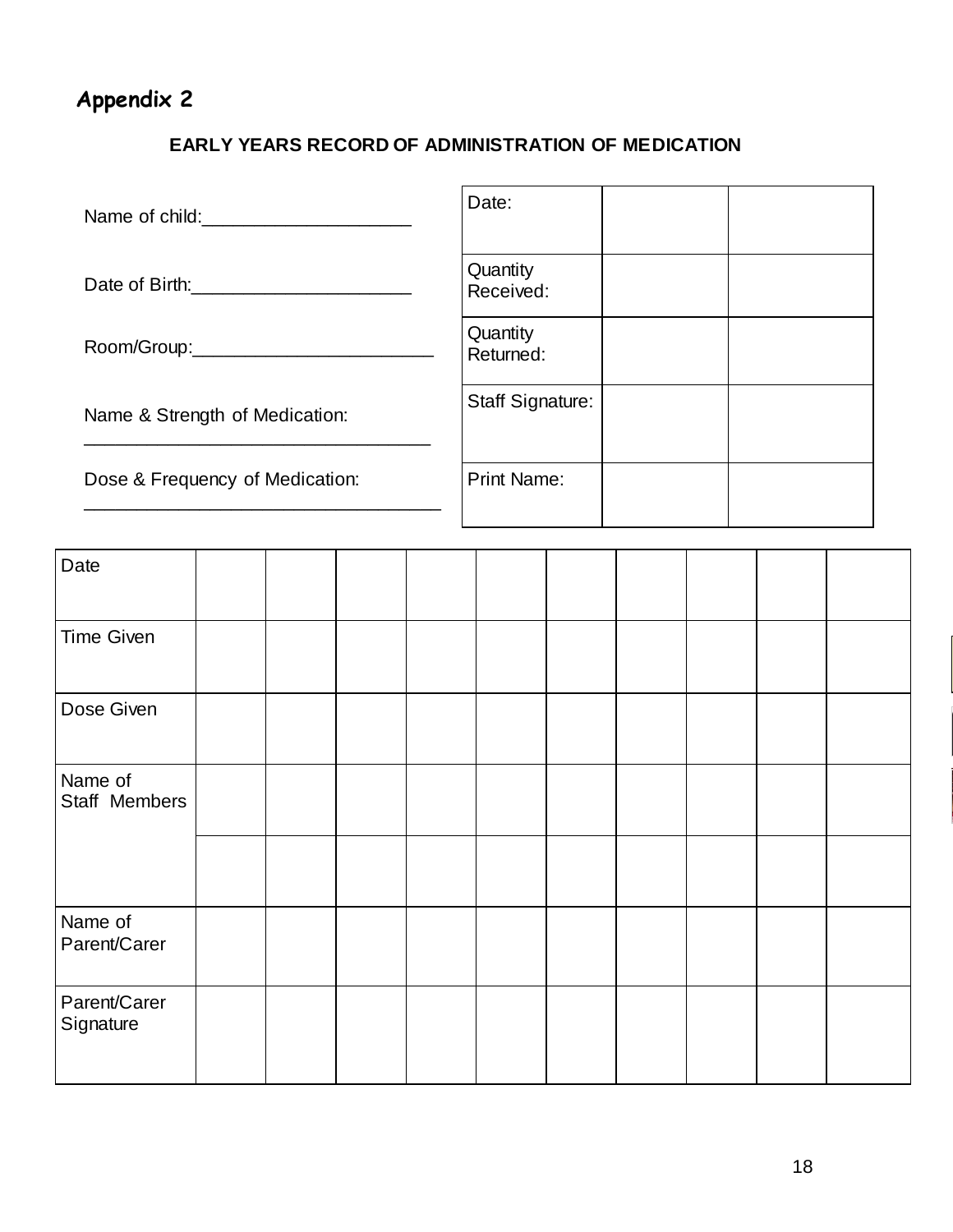## Appendix 2

**EARLY YEARS RECORD OF ADMINISTRATION OF MEDICATION**

Name of child:____________________

Date of Birth:_____________________

Room/Group:_______________________

Name & Strength of Medication:
_________________________________

Dose & Frequency of Medication:
_________________________________

| Date: | | |
|---|---|---|
| Quantity Received: | | |
| Quantity Returned: | | |
| Staff Signature: | | |
| Print Name: | | |

| Date | | | | | | | | | | |
|---|---|---|---|---|---|---|---|---|---|---|
| Time Given | | | | | | | | | | |
| Dose Given | | | | | | | | | | |
| Name of Staff Members | | | | | | | | | | |
| | | | | | | | | | | |
| Name of Parent/Carer | | | | | | | | | | |
| Parent/Carer Signature | | | | | | | | | | |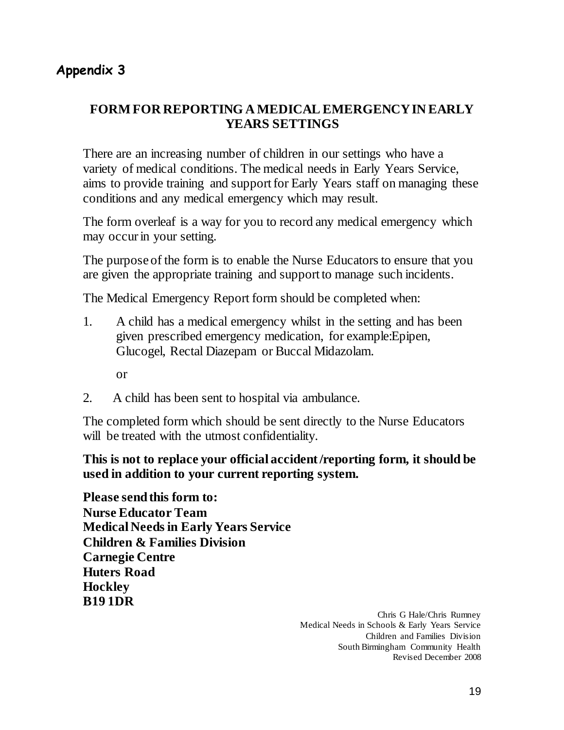## Appendix 3

### FORM FOR REPORTING A MEDICAL EMERGENCY IN EARLY YEARS SETTINGS

There are an increasing number of children in our settings who have a variety of medical conditions. The medical needs in Early Years Service, aims to provide training and support for Early Years staff on managing these conditions and any medical emergency which may result.

The form overleaf is a way for you to record any medical emergency which may occur in your setting.

The purpose of the form is to enable the Nurse Educators to ensure that you are given the appropriate training and support to manage such incidents.

The Medical Emergency Report form should be completed when:

1. A child has a medical emergency whilst in the setting and has been given prescribed emergency medication, for example:Epipen, Glucogel, Rectal Diazepam or Buccal Midazolam.

   or

2. A child has been sent to hospital via ambulance.

The completed form which should be sent directly to the Nurse Educators will be treated with the utmost confidentiality.

**This is not to replace your official accident /reporting form, it should be used in addition to your current reporting system.**

**Please send this form to:**
**Nurse Educator Team**
**Medical Needs in Early Years Service**
**Children & Families Division**
**Carnegie Centre**
**Huters Road**
**Hockley**
**B19 1DR**

Chris G Hale/Chris Rumney
Medical Needs in Schools & Early Years Service
Children and Families Division
South Birmingham Community Health
Revised December 2008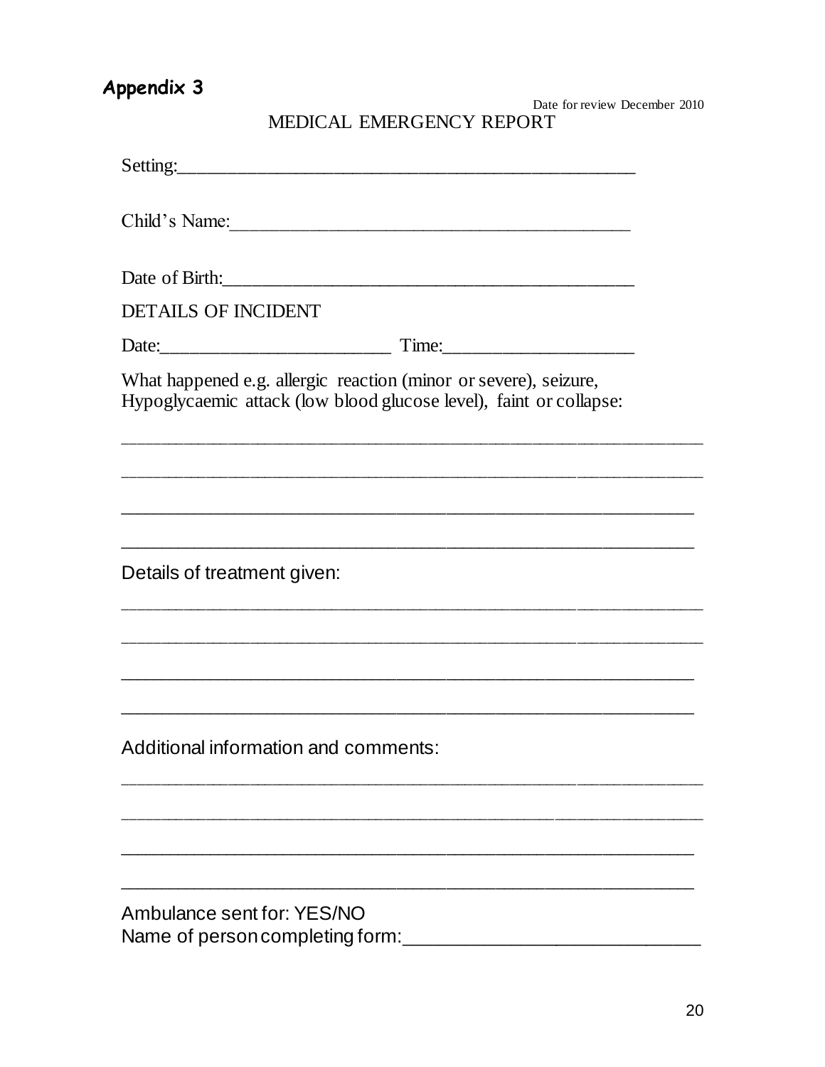## Appendix 3

Date for review December 2010

# MEDICAL EMERGENCY REPORT

Setting:_______________________________________________

Child's Name:___________________________________________

Date of Birth:___________________________________________

DETAILS OF INCIDENT

Date:________________________ Time:___________________

What happened e.g. allergic reaction (minor or severe), seizure, Hypoglycaemic attack (low blood glucose level), faint or collapse:

___________________________________________________________

___________________________________________________________

___________________________________________________________

___________________________________________________________

Details of treatment given:

___________________________________________________________

___________________________________________________________

___________________________________________________________

___________________________________________________________

Additional information and comments:

___________________________________________________________

___________________________________________________________

___________________________________________________________

___________________________________________________________

Ambulance sent for: YES/NO

Name of person completing form:___________________________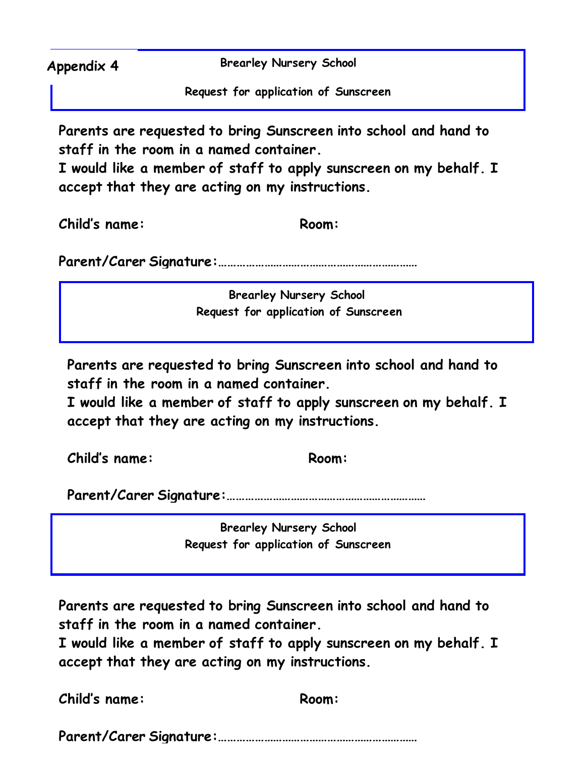**Appendix 4**

**Brearley Nursery School**

**Request for application of Sunscreen**

**Parents are requested to bring Sunscreen into school and hand to staff in the room in a named container.**
**I would like a member of staff to apply sunscreen on my behalf. I accept that they are acting on my instructions.**

**Child's name:** **Room:**

**Parent/Carer Signature:……………………………………………………………**

**Brearley Nursery School**
**Request for application of Sunscreen**

**Parents are requested to bring Sunscreen into school and hand to staff in the room in a named container.**
**I would like a member of staff to apply sunscreen on my behalf. I accept that they are acting on my instructions.**

**Child's name:** **Room:**

**Parent/Carer Signature:……………………………………………………………**

**Brearley Nursery School**
**Request for application of Sunscreen**

**Parents are requested to bring Sunscreen into school and hand to staff in the room in a named container.**
**I would like a member of staff to apply sunscreen on my behalf. I accept that they are acting on my instructions.**

**Child's name:** **Room:**

**Parent/Carer Signature:……………………………………………………………**